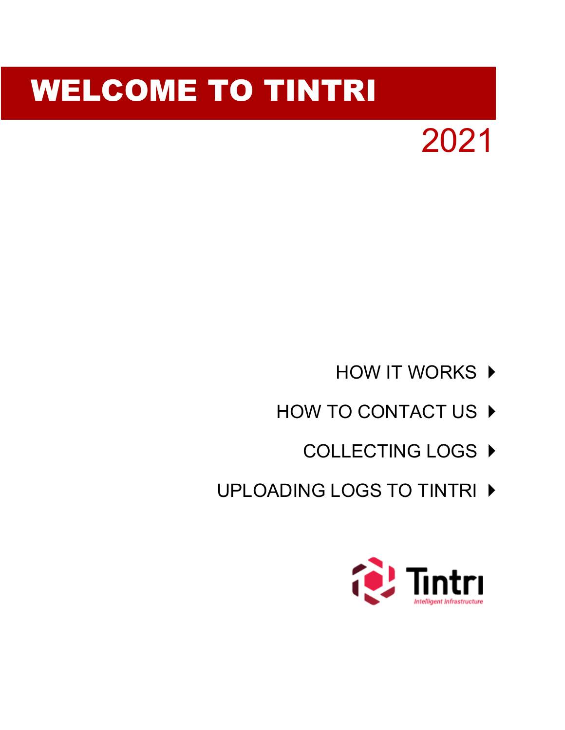# WELCOME TO TINTRI

2021

- HOW IT WORKS
- HOW TO CONTACT US
- COLLECTING LOGS
- UPLOADING LOGS TO TINTRI

Tintri

*Intelligent Infrastructure*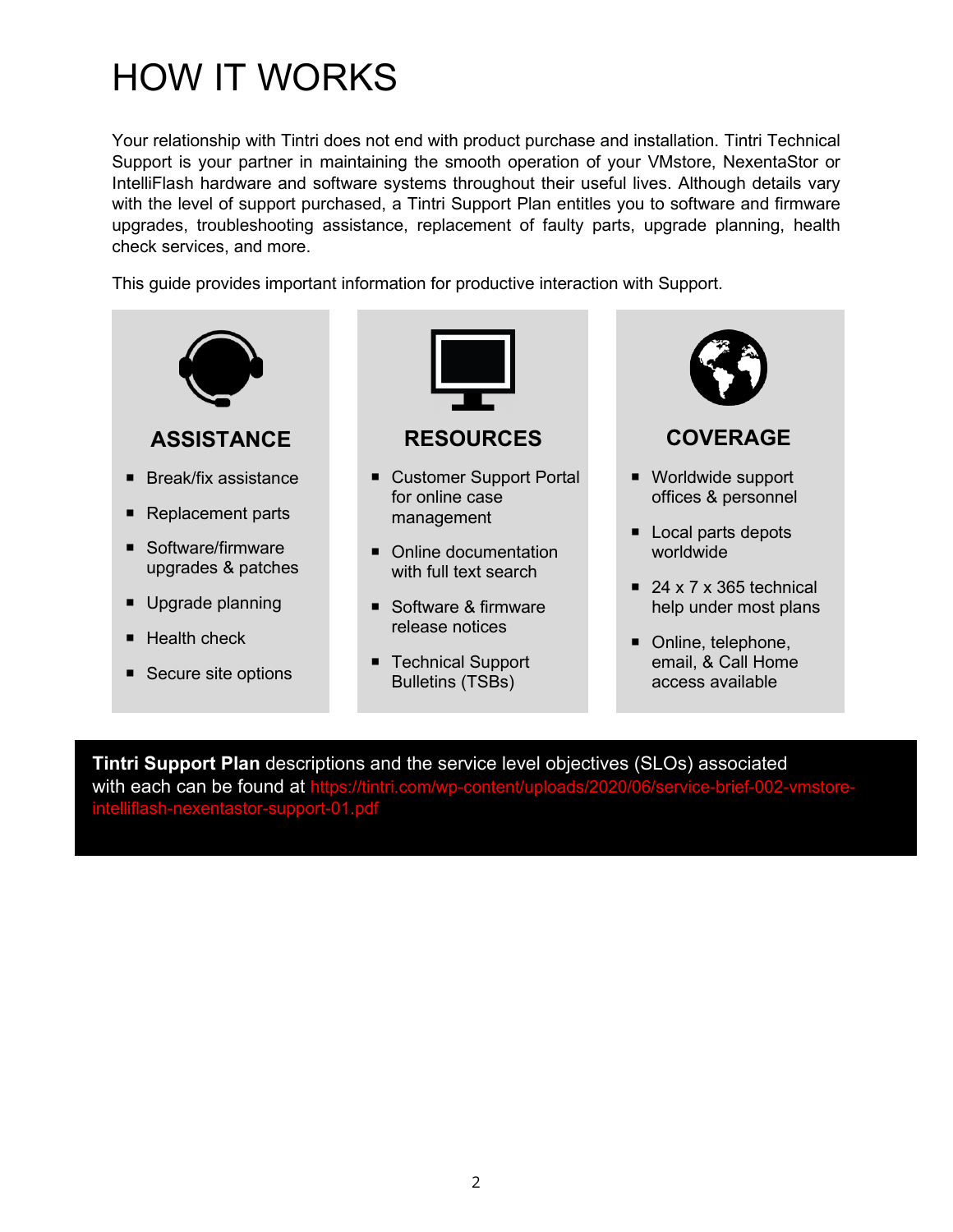# HOW IT WORKS

Your relationship with Tintri does not end with product purchase and installation. Tintri Technical Support is your partner in maintaining the smooth operation of your VMstore, NexentaStor or IntelliFlash hardware and software systems throughout their useful lives. Although details vary with the level of support purchased, a Tintri Support Plan entitles you to software and firmware upgrades, troubleshooting assistance, replacement of faulty parts, upgrade planning, health check services, and more.

This guide provides important information for productive interaction with Support.

## ASSISTANCE

- Break/fix assistance
- Replacement parts
- Software/firmware upgrades & patches
- Upgrade planning
- Health check
- Secure site options

## RESOURCES

- Customer Support Portal for online case management
- Online documentation with full text search
- Software & firmware release notices
- Technical Support Bulletins (TSBs)

## COVERAGE

- Worldwide support offices & personnel
- Local parts depots worldwide
- 24 x 7 x 365 technical help under most plans
- Online, telephone, email, & Call Home access available

**Tintri Support Plan** descriptions and the service level objectives (SLOs) associated with each can be found at https://tintri.com/wp-content/uploads/2020/06/service-brief-002-vmstore-intelliflash-nexentastor-support-01.pdf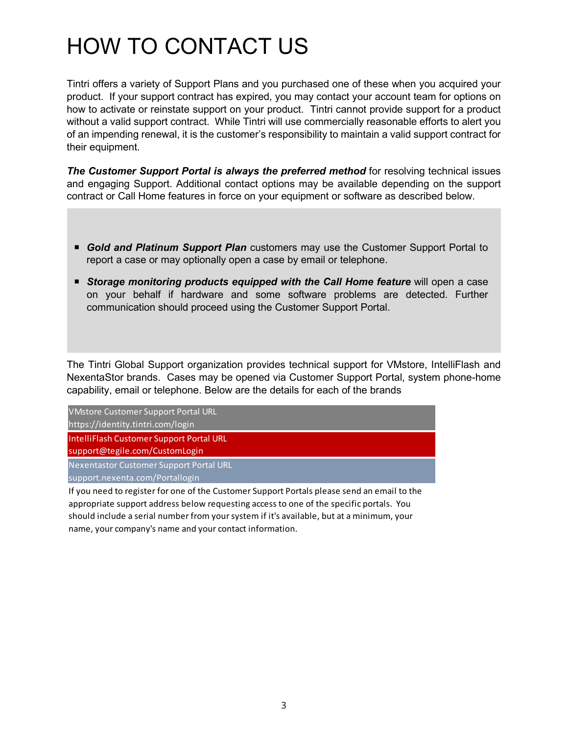# HOW TO CONTACT US

Tintri offers a variety of Support Plans and you purchased one of these when you acquired your product. If your support contract has expired, you may contact your account team for options on how to activate or reinstate support on your product. Tintri cannot provide support for a product without a valid support contract. While Tintri will use commercially reasonable efforts to alert you of an impending renewal, it is the customer's responsibility to maintain a valid support contract for their equipment.

***The Customer Support Portal is always the preferred method*** for resolving technical issues and engaging Support. Additional contact options may be available depending on the support contract or Call Home features in force on your equipment or software as described below.

- ***Gold and Platinum Support Plan*** customers may use the Customer Support Portal to report a case or may optionally open a case by email or telephone.
- ***Storage monitoring products equipped with the Call Home feature*** will open a case on your behalf if hardware and some software problems are detected. Further communication should proceed using the Customer Support Portal.

The Tintri Global Support organization provides technical support for VMstore, IntelliFlash and NexentaStor brands. Cases may be opened via Customer Support Portal, system phone-home capability, email or telephone. Below are the details for each of the brands

VMstore Customer Support Portal URL
https://identity.tintri.com/login

IntelliFlash Customer Support Portal URL
support@tegile.com/CustomLogin

Nexentastor Customer Support Portal URL
support.nexenta.com/Portallogin

If you need to register for one of the Customer Support Portals please send an email to the appropriate support address below requesting access to one of the specific portals. You should include a serial number from your system if it's available, but at a minimum, your name, your company's name and your contact information.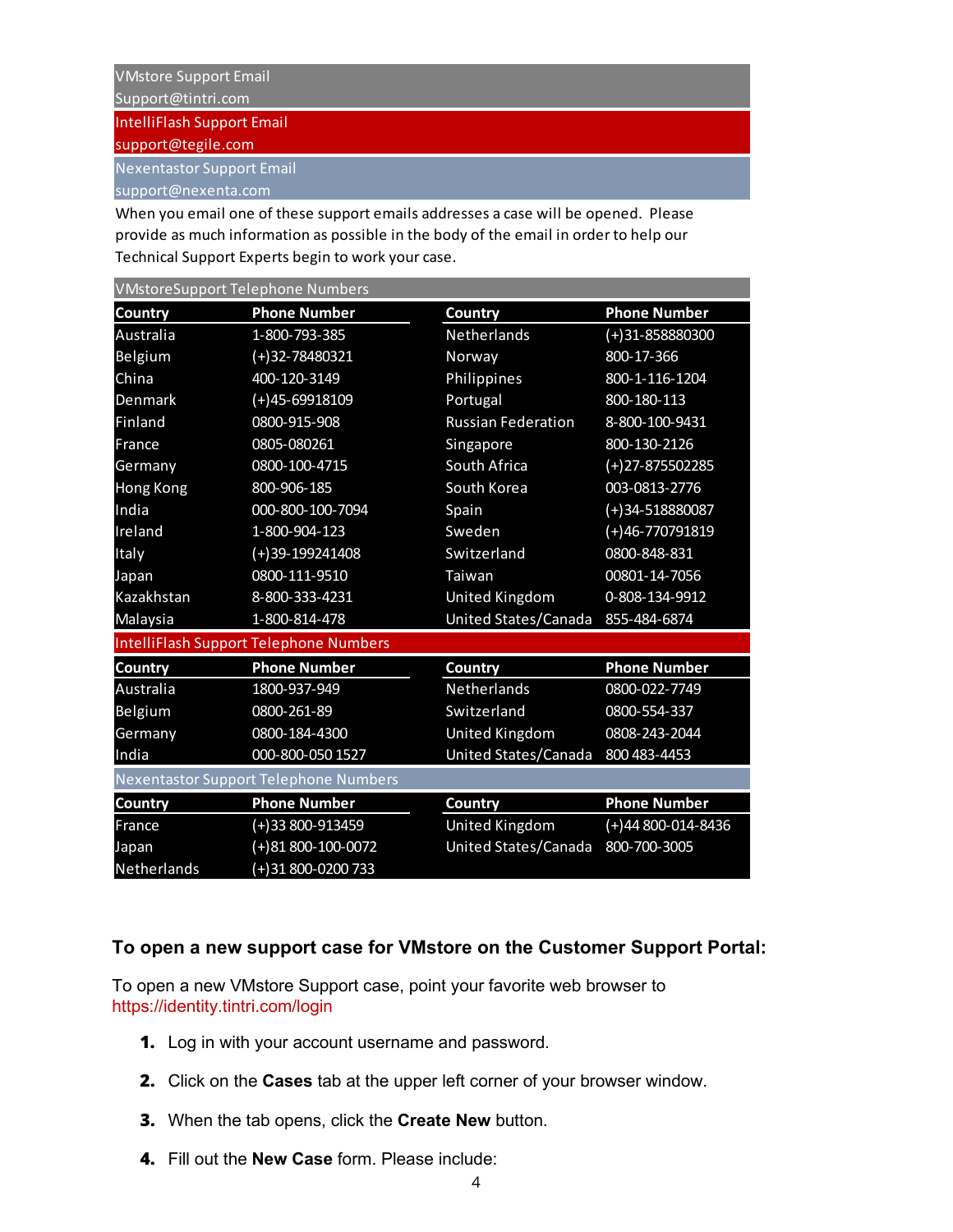| VMstore Support Email |
|---|
| Support@tintri.com |

| IntelliFlash Support Email |
|---|
| support@tegile.com |

| Nexentastor Support Email |
|---|
| support@nexenta.com |

When you email one of these support emails addresses a case will be opened. Please provide as much information as possible in the body of the email in order to help our Technical Support Experts begin to work your case.

**VMstoreSupport Telephone Numbers**

| Country | Phone Number | Country | Phone Number |
|---|---|---|---|
| Australia | 1-800-793-385 | Netherlands | (+)31-858880300 |
| Belgium | (+)32-78480321 | Norway | 800-17-366 |
| China | 400-120-3149 | Philippines | 800-1-116-1204 |
| Denmark | (+)45-69918109 | Portugal | 800-180-113 |
| Finland | 0800-915-908 | Russian Federation | 8-800-100-9431 |
| France | 0805-080261 | Singapore | 800-130-2126 |
| Germany | 0800-100-4715 | South Africa | (+)27-875502285 |
| Hong Kong | 800-906-185 | South Korea | 003-0813-2776 |
| India | 000-800-100-7094 | Spain | (+)34-518880087 |
| Ireland | 1-800-904-123 | Sweden | (+)46-770791819 |
| Italy | (+)39-199241408 | Switzerland | 0800-848-831 |
| Japan | 0800-111-9510 | Taiwan | 00801-14-7056 |
| Kazakhstan | 8-800-333-4231 | United Kingdom | 0-808-134-9912 |
| Malaysia | 1-800-814-478 | United States/Canada | 855-484-6874 |

**IntelliFlash Support Telephone Numbers**

| Country | Phone Number | Country | Phone Number |
|---|---|---|---|
| Australia | 1800-937-949 | Netherlands | 0800-022-7749 |
| Belgium | 0800-261-89 | Switzerland | 0800-554-337 |
| Germany | 0800-184-4300 | United Kingdom | 0808-243-2044 |
| India | 000-800-050 1527 | United States/Canada | 800 483-4453 |

**Nexentastor Support Telephone Numbers**

| Country | Phone Number | Country | Phone Number |
|---|---|---|---|
| France | (+)33 800-913459 | United Kingdom | (+)44 800-014-8436 |
| Japan | (+)81 800-100-0072 | United States/Canada | 800-700-3005 |
| Netherlands | (+)31 800-0200 733 | | |

### To open a new support case for VMstore on the Customer Support Portal:

To open a new VMstore Support case, point your favorite web browser to https://identity.tintri.com/login

1. Log in with your account username and password.
2. Click on the **Cases** tab at the upper left corner of your browser window.
3. When the tab opens, click the **Create New** button.
4. Fill out the **New Case** form. Please include: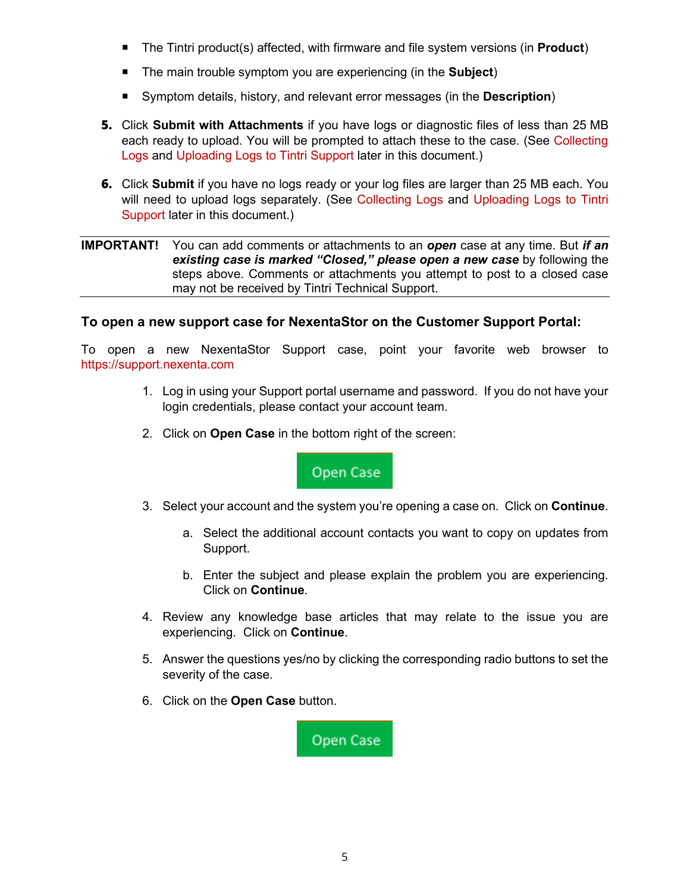- The Tintri product(s) affected, with firmware and file system versions (in **Product**)
- The main trouble symptom you are experiencing (in the **Subject**)
- Symptom details, history, and relevant error messages (in the **Description**)

5. Click **Submit with Attachments** if you have logs or diagnostic files of less than 25 MB each ready to upload. You will be prompted to attach these to the case. (See Collecting Logs and Uploading Logs to Tintri Support later in this document.)

6. Click **Submit** if you have no logs ready or your log files are larger than 25 MB each. You will need to upload logs separately. (See Collecting Logs and Uploading Logs to Tintri Support later in this document.)

---

**IMPORTANT!** You can add comments or attachments to an ***open*** case at any time. But ***if an existing case is marked "Closed," please open a new case*** by following the steps above. Comments or attachments you attempt to post to a closed case may not be received by Tintri Technical Support.

---

### To open a new support case for NexentaStor on the Customer Support Portal:

To open a new NexentaStor Support case, point your favorite web browser to https://support.nexenta.com

1. Log in using your Support portal username and password. If you do not have your login credentials, please contact your account team.

2. Click on **Open Case** in the bottom right of the screen:

   Open Case

3. Select your account and the system you're opening a case on. Click on **Continue**.

   a. Select the additional account contacts you want to copy on updates from Support.

   b. Enter the subject and please explain the problem you are experiencing. Click on **Continue**.

4. Review any knowledge base articles that may relate to the issue you are experiencing. Click on **Continue**.

5. Answer the questions yes/no by clicking the corresponding radio buttons to set the severity of the case.

6. Click on the **Open Case** button.

   Open Case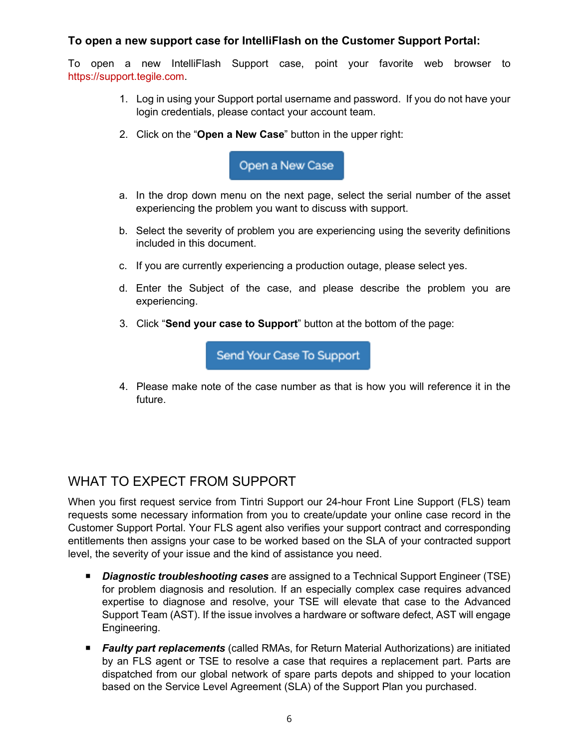**To open a new support case for IntelliFlash on the Customer Support Portal:**

To open a new IntelliFlash Support case, point your favorite web browser to https://support.tegile.com.

1. Log in using your Support portal username and password. If you do not have your login credentials, please contact your account team.

2. Click on the "**Open a New Case**" button in the upper right:

   Open a New Case

   a. In the drop down menu on the next page, select the serial number of the asset experiencing the problem you want to discuss with support.

   b. Select the severity of problem you are experiencing using the severity definitions included in this document.

   c. If you are currently experiencing a production outage, please select yes.

   d. Enter the Subject of the case, and please describe the problem you are experiencing.

3. Click "**Send your case to Support**" button at the bottom of the page:

   Send Your Case To Support

4. Please make note of the case number as that is how you will reference it in the future.

## WHAT TO EXPECT FROM SUPPORT

When you first request service from Tintri Support our 24-hour Front Line Support (FLS) team requests some necessary information from you to create/update your online case record in the Customer Support Portal. Your FLS agent also verifies your support contract and corresponding entitlements then assigns your case to be worked based on the SLA of your contracted support level, the severity of your issue and the kind of assistance you need.

- ***Diagnostic troubleshooting cases*** are assigned to a Technical Support Engineer (TSE) for problem diagnosis and resolution. If an especially complex case requires advanced expertise to diagnose and resolve, your TSE will elevate that case to the Advanced Support Team (AST). If the issue involves a hardware or software defect, AST will engage Engineering.
- ***Faulty part replacements*** (called RMAs, for Return Material Authorizations) are initiated by an FLS agent or TSE to resolve a case that requires a replacement part. Parts are dispatched from our global network of spare parts depots and shipped to your location based on the Service Level Agreement (SLA) of the Support Plan you purchased.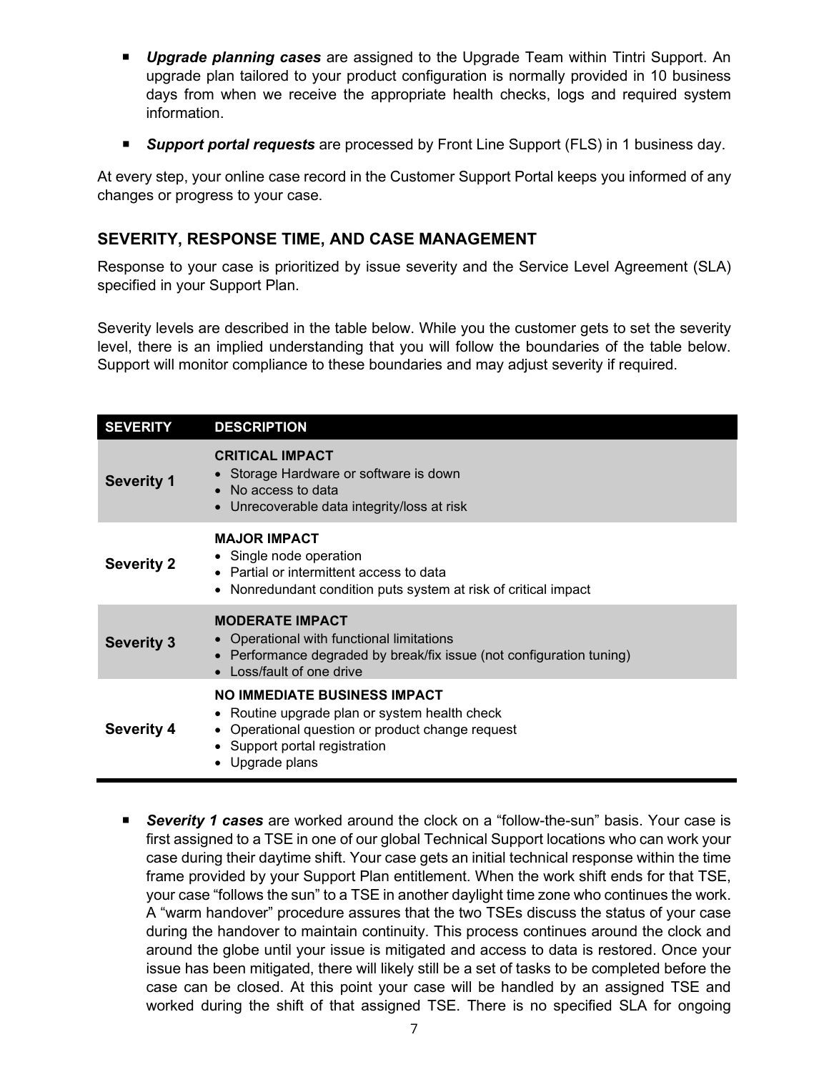- ***Upgrade planning cases*** are assigned to the Upgrade Team within Tintri Support. An upgrade plan tailored to your product configuration is normally provided in 10 business days from when we receive the appropriate health checks, logs and required system information.
- ***Support portal requests*** are processed by Front Line Support (FLS) in 1 business day.

At every step, your online case record in the Customer Support Portal keeps you informed of any changes or progress to your case.

## SEVERITY, RESPONSE TIME, AND CASE MANAGEMENT

Response to your case is prioritized by issue severity and the Service Level Agreement (SLA) specified in your Support Plan.

Severity levels are described in the table below. While you the customer gets to set the severity level, there is an implied understanding that you will follow the boundaries of the table below. Support will monitor compliance to these boundaries and may adjust severity if required.

| SEVERITY | DESCRIPTION |
|---|---|
| **Severity 1** | **CRITICAL IMPACT**<br>• Storage Hardware or software is down<br>• No access to data<br>• Unrecoverable data integrity/loss at risk |
| **Severity 2** | **MAJOR IMPACT**<br>• Single node operation<br>• Partial or intermittent access to data<br>• Nonredundant condition puts system at risk of critical impact |
| **Severity 3** | **MODERATE IMPACT**<br>• Operational with functional limitations<br>• Performance degraded by break/fix issue (not configuration tuning)<br>• Loss/fault of one drive |
| **Severity 4** | **NO IMMEDIATE BUSINESS IMPACT**<br>• Routine upgrade plan or system health check<br>• Operational question or product change request<br>• Support portal registration<br>• Upgrade plans |

- ***Severity 1 cases*** are worked around the clock on a "follow-the-sun" basis. Your case is first assigned to a TSE in one of our global Technical Support locations who can work your case during their daytime shift. Your case gets an initial technical response within the time frame provided by your Support Plan entitlement. When the work shift ends for that TSE, your case "follows the sun" to a TSE in another daylight time zone who continues the work. A "warm handover" procedure assures that the two TSEs discuss the status of your case during the handover to maintain continuity. This process continues around the clock and around the globe until your issue is mitigated and access to data is restored. Once your issue has been mitigated, there will likely still be a set of tasks to be completed before the case can be closed. At this point your case will be handled by an assigned TSE and worked during the shift of that assigned TSE. There is no specified SLA for ongoing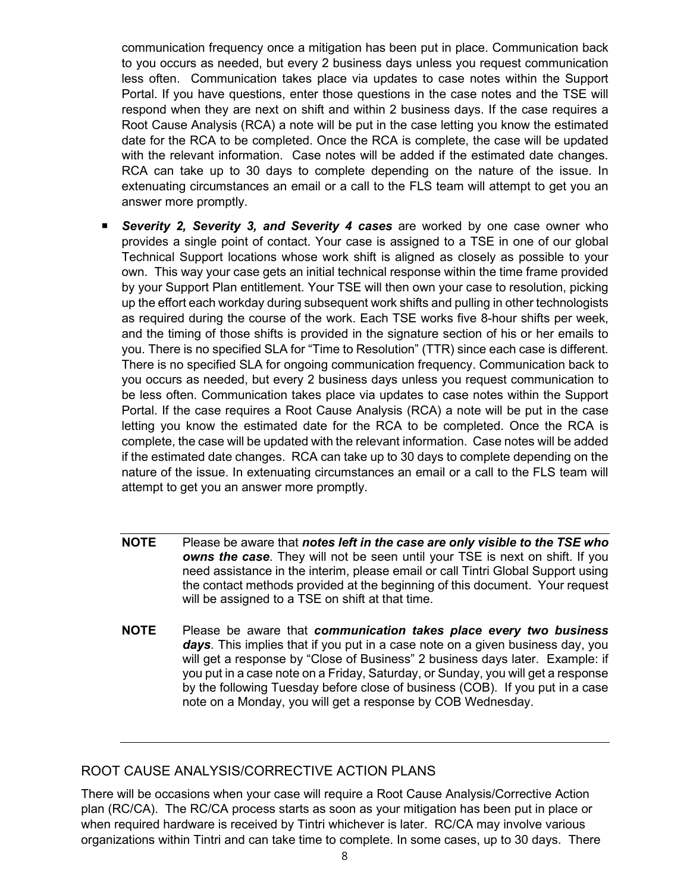communication frequency once a mitigation has been put in place. Communication back to you occurs as needed, but every 2 business days unless you request communication less often. Communication takes place via updates to case notes within the Support Portal. If you have questions, enter those questions in the case notes and the TSE will respond when they are next on shift and within 2 business days. If the case requires a Root Cause Analysis (RCA) a note will be put in the case letting you know the estimated date for the RCA to be completed. Once the RCA is complete, the case will be updated with the relevant information. Case notes will be added if the estimated date changes. RCA can take up to 30 days to complete depending on the nature of the issue. In extenuating circumstances an email or a call to the FLS team will attempt to get you an answer more promptly.

- ***Severity 2, Severity 3, and Severity 4 cases*** are worked by one case owner who provides a single point of contact. Your case is assigned to a TSE in one of our global Technical Support locations whose work shift is aligned as closely as possible to your own. This way your case gets an initial technical response within the time frame provided by your Support Plan entitlement. Your TSE will then own your case to resolution, picking up the effort each workday during subsequent work shifts and pulling in other technologists as required during the course of the work. Each TSE works five 8-hour shifts per week, and the timing of those shifts is provided in the signature section of his or her emails to you. There is no specified SLA for "Time to Resolution" (TTR) since each case is different. There is no specified SLA for ongoing communication frequency. Communication back to you occurs as needed, but every 2 business days unless you request communication to be less often. Communication takes place via updates to case notes within the Support Portal. If the case requires a Root Cause Analysis (RCA) a note will be put in the case letting you know the estimated date for the RCA to be completed. Once the RCA is complete, the case will be updated with the relevant information. Case notes will be added if the estimated date changes. RCA can take up to 30 days to complete depending on the nature of the issue. In extenuating circumstances an email or a call to the FLS team will attempt to get you an answer more promptly.

---

**NOTE** Please be aware that ***notes left in the case are only visible to the TSE who owns the case***. They will not be seen until your TSE is next on shift. If you need assistance in the interim, please email or call Tintri Global Support using the contact methods provided at the beginning of this document. Your request will be assigned to a TSE on shift at that time.

**NOTE** Please be aware that ***communication takes place every two business days***. This implies that if you put in a case note on a given business day, you will get a response by "Close of Business" 2 business days later. Example: if you put in a case note on a Friday, Saturday, or Sunday, you will get a response by the following Tuesday before close of business (COB). If you put in a case note on a Monday, you will get a response by COB Wednesday.

---

## ROOT CAUSE ANALYSIS/CORRECTIVE ACTION PLANS

There will be occasions when your case will require a Root Cause Analysis/Corrective Action plan (RC/CA). The RC/CA process starts as soon as your mitigation has been put in place or when required hardware is received by Tintri whichever is later. RC/CA may involve various organizations within Tintri and can take time to complete. In some cases, up to 30 days. There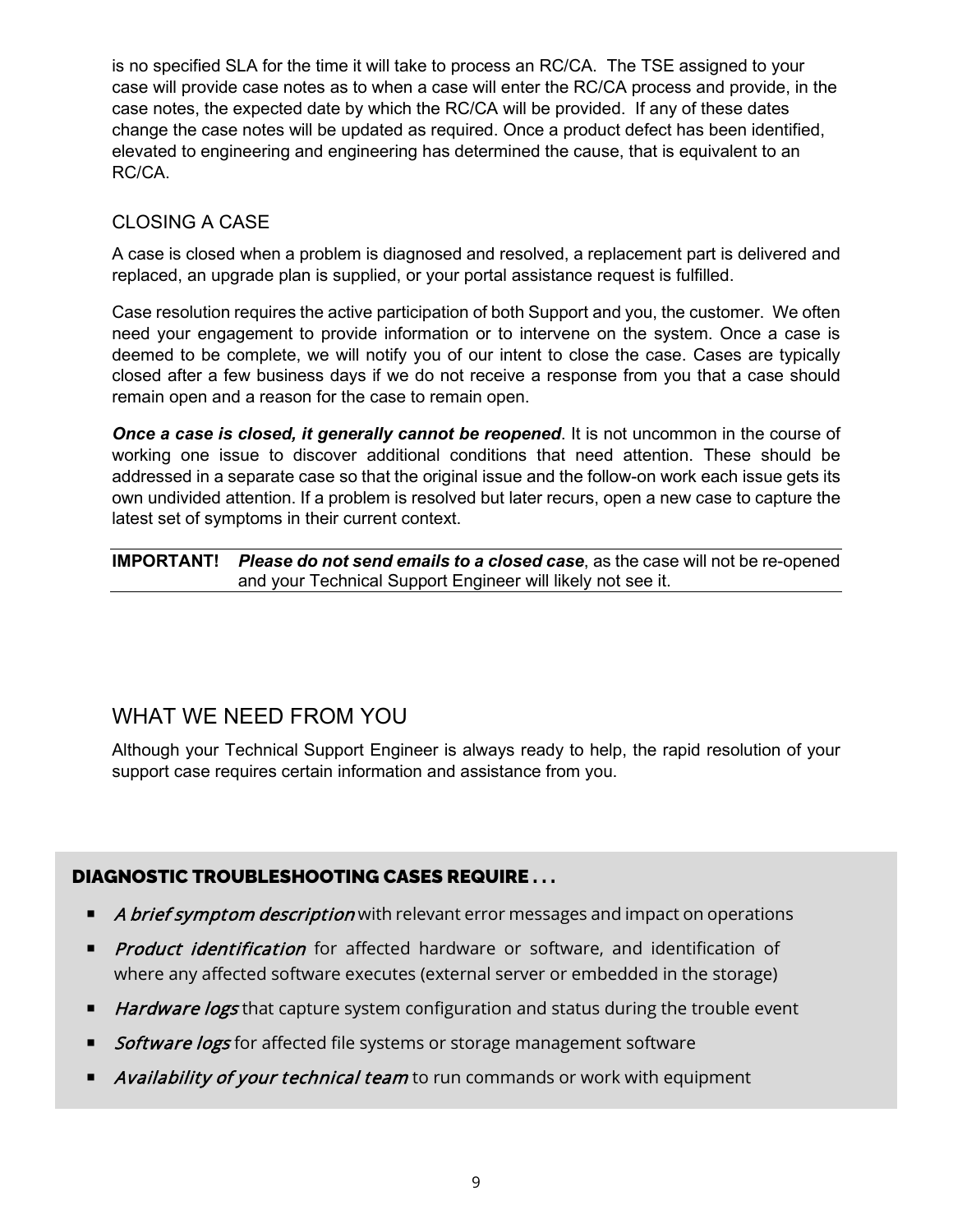is no specified SLA for the time it will take to process an RC/CA. The TSE assigned to your case will provide case notes as to when a case will enter the RC/CA process and provide, in the case notes, the expected date by which the RC/CA will be provided. If any of these dates change the case notes will be updated as required. Once a product defect has been identified, elevated to engineering and engineering has determined the cause, that is equivalent to an RC/CA.

## CLOSING A CASE

A case is closed when a problem is diagnosed and resolved, a replacement part is delivered and replaced, an upgrade plan is supplied, or your portal assistance request is fulfilled.

Case resolution requires the active participation of both Support and you, the customer. We often need your engagement to provide information or to intervene on the system. Once a case is deemed to be complete, we will notify you of our intent to close the case. Cases are typically closed after a few business days if we do not receive a response from you that a case should remain open and a reason for the case to remain open.

***Once a case is closed, it generally cannot be reopened***. It is not uncommon in the course of working one issue to discover additional conditions that need attention. These should be addressed in a separate case so that the original issue and the follow-on work each issue gets its own undivided attention. If a problem is resolved but later recurs, open a new case to capture the latest set of symptoms in their current context.

| **IMPORTANT!** | ***Please do not send emails to a closed case***, as the case will not be re-opened and your Technical Support Engineer will likely not see it. |
|---|---|

## WHAT WE NEED FROM YOU

Although your Technical Support Engineer is always ready to help, the rapid resolution of your support case requires certain information and assistance from you.

### DIAGNOSTIC TROUBLESHOOTING CASES REQUIRE . . .

- *A brief symptom description* with relevant error messages and impact on operations
- *Product identification* for affected hardware or software, and identification of where any affected software executes (external server or embedded in the storage)
- *Hardware logs* that capture system configuration and status during the trouble event
- *Software logs* for affected file systems or storage management software
- *Availability of your technical team* to run commands or work with equipment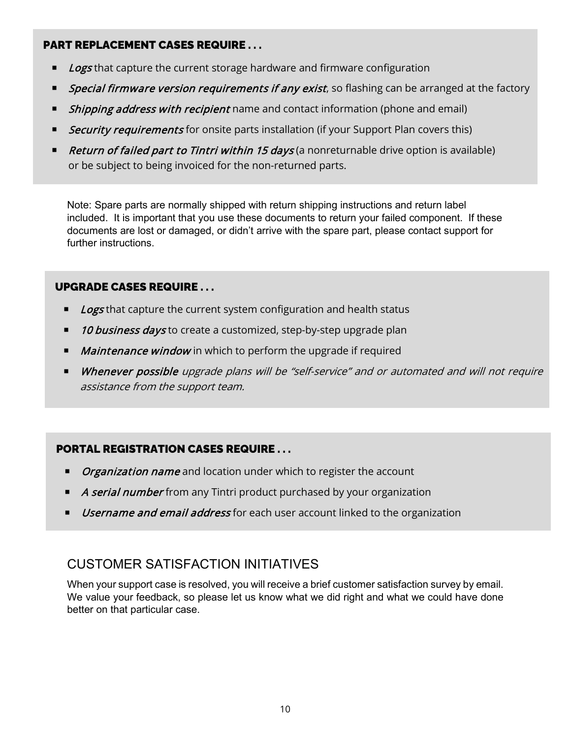### PART REPLACEMENT CASES REQUIRE . . .

- ***Logs*** that capture the current storage hardware and firmware configuration
- ***Special firmware version requirements if any exist***, so flashing can be arranged at the factory
- ***Shipping address with recipient*** name and contact information (phone and email)
- ***Security requirements*** for onsite parts installation (if your Support Plan covers this)
- ***Return of failed part to Tintri within 15 days*** (a nonreturnable drive option is available) or be subject to being invoiced for the non-returned parts.

Note: Spare parts are normally shipped with return shipping instructions and return label included. It is important that you use these documents to return your failed component. If these documents are lost or damaged, or didn't arrive with the spare part, please contact support for further instructions.

### UPGRADE CASES REQUIRE . . .

- ***Logs*** that capture the current system configuration and health status
- ***10 business days*** to create a customized, step-by-step upgrade plan
- ***Maintenance window*** in which to perform the upgrade if required
- ***Whenever possible*** *upgrade plans will be "self-service" and or automated and will not require assistance from the support team.*

### PORTAL REGISTRATION CASES REQUIRE . . .

- ***Organization name*** and location under which to register the account
- ***A serial number*** from any Tintri product purchased by your organization
- ***Username and email address*** for each user account linked to the organization

## CUSTOMER SATISFACTION INITIATIVES

When your support case is resolved, you will receive a brief customer satisfaction survey by email. We value your feedback, so please let us know what we did right and what we could have done better on that particular case.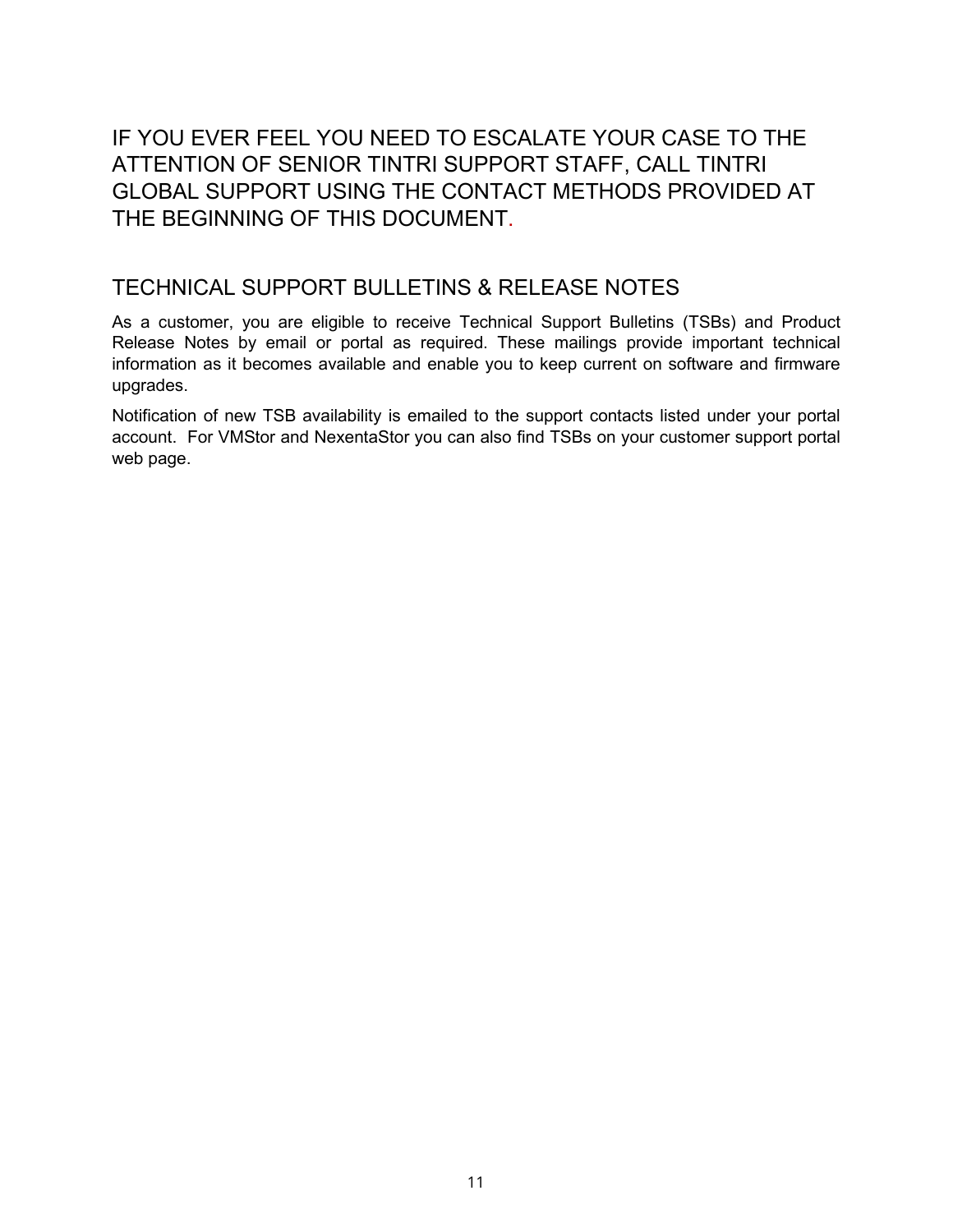IF YOU EVER FEEL YOU NEED TO ESCALATE YOUR CASE TO THE ATTENTION OF SENIOR TINTRI SUPPORT STAFF, CALL TINTRI GLOBAL SUPPORT USING THE CONTACT METHODS PROVIDED AT THE BEGINNING OF THIS DOCUMENT.

## TECHNICAL SUPPORT BULLETINS & RELEASE NOTES

As a customer, you are eligible to receive Technical Support Bulletins (TSBs) and Product Release Notes by email or portal as required. These mailings provide important technical information as it becomes available and enable you to keep current on software and firmware upgrades.

Notification of new TSB availability is emailed to the support contacts listed under your portal account. For VMStor and NexentaStor you can also find TSBs on your customer support portal web page.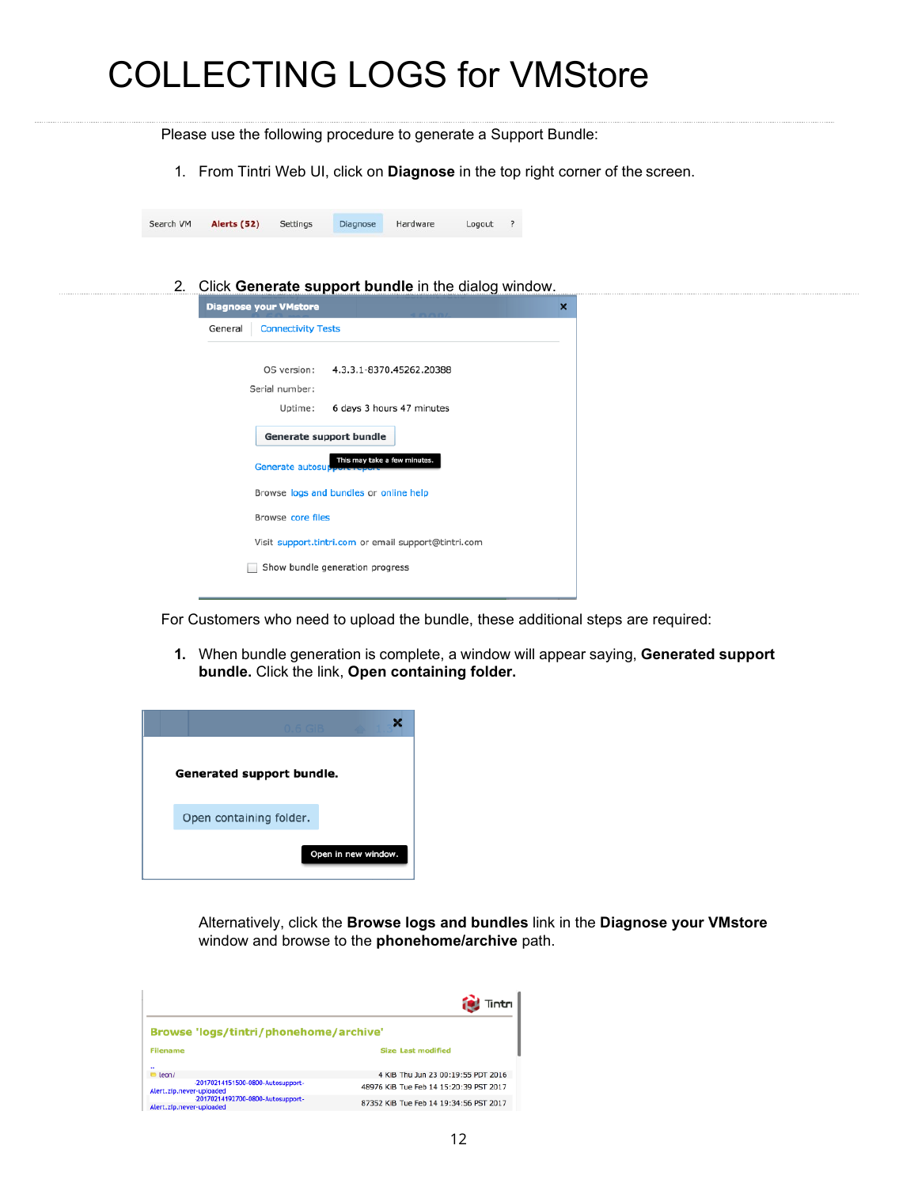# COLLECTING LOGS for VMStore

Please use the following procedure to generate a Support Bundle:

1. From Tintri Web UI, click on **Diagnose** in the top right corner of the screen.

2. Click **Generate support bundle** in the dialog window.

For Customers who need to upload the bundle, these additional steps are required:

1. When bundle generation is complete, a window will appear saying, **Generated support bundle.** Click the link, **Open containing folder.**

Alternatively, click the **Browse logs and bundles** link in the **Diagnose your VMstore** window and browse to the **phonehome/archive** path.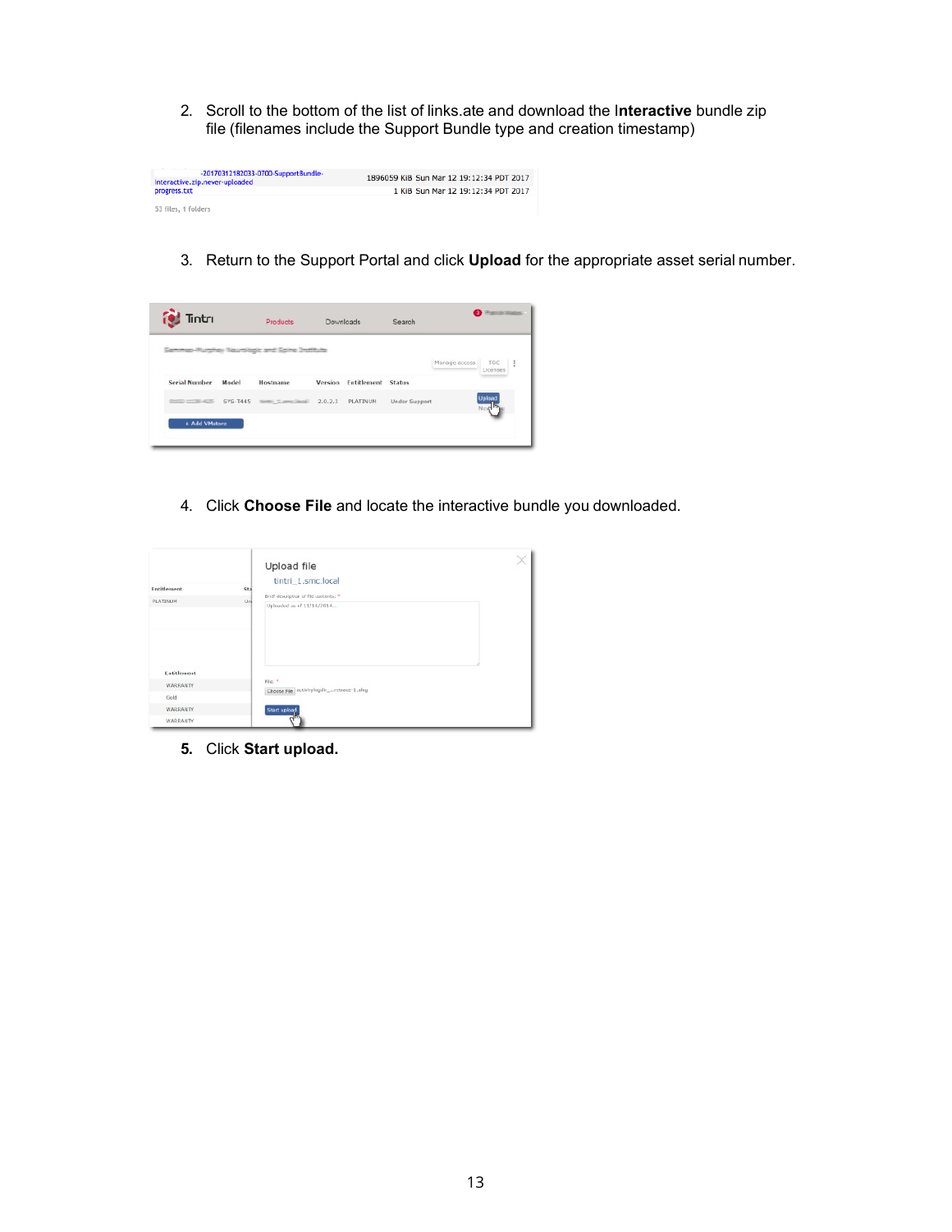2. Scroll to the bottom of the list of links.ate and download the **Interactive** bundle zip file (filenames include the Support Bundle type and creation timestamp)

3. Return to the Support Portal and click **Upload** for the appropriate asset serial number.

4. Click **Choose File** and locate the interactive bundle you downloaded.

5. Click **Start upload.**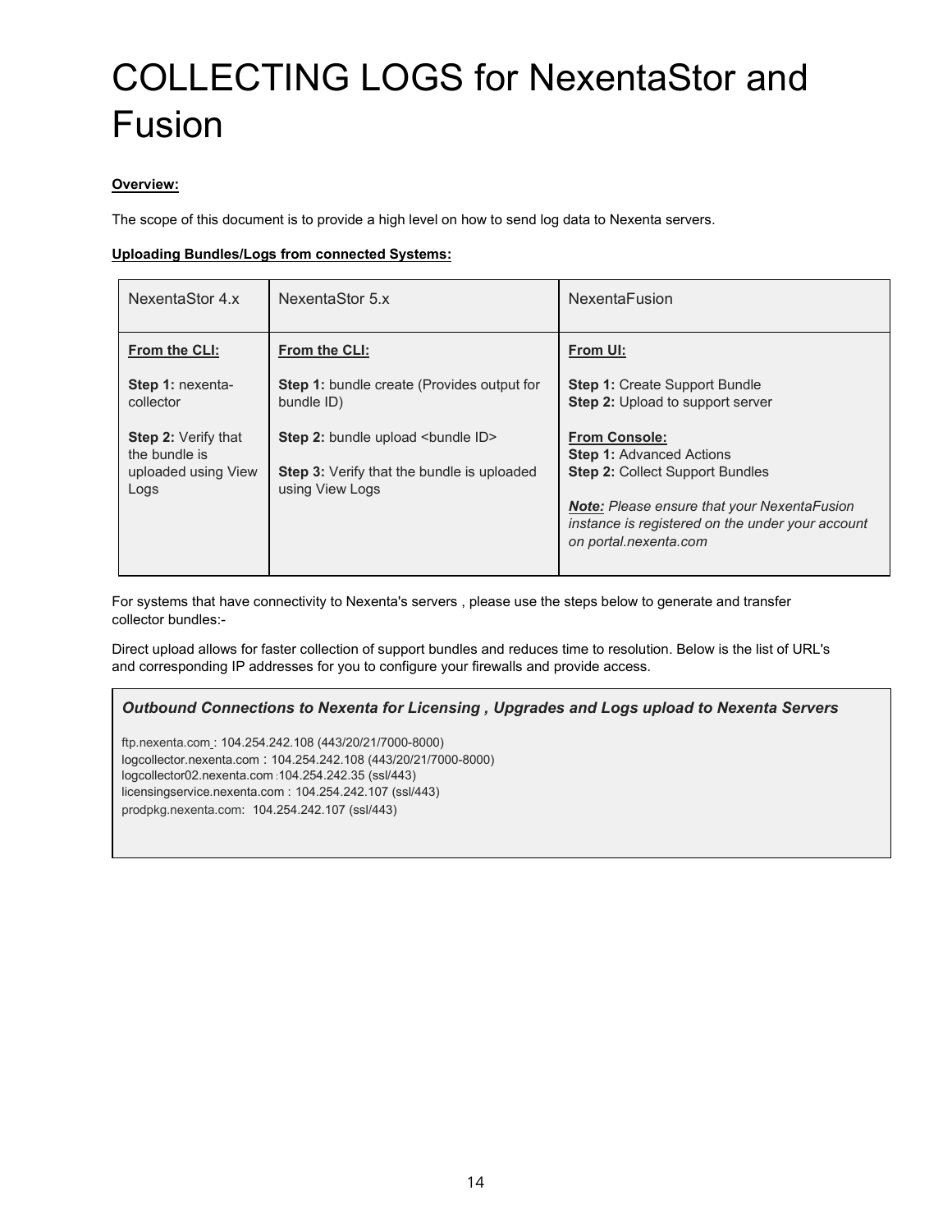# COLLECTING LOGS for NexentaStor and Fusion

**Overview:**

The scope of this document is to provide a high level on how to send log data to Nexenta servers.

**Uploading Bundles/Logs from connected Systems:**

| NexentaStor 4.x | NexentaStor 5.x | NexentaFusion |
|---|---|---|
| **From the CLI:**<br><br>**Step 1:** nexenta-collector<br><br>**Step 2:** Verify that the bundle is uploaded using View Logs | **From the CLI:**<br><br>**Step 1:** bundle create (Provides output for bundle ID)<br><br>**Step 2:** bundle upload <bundle ID><br><br>**Step 3:** Verify that the bundle is uploaded using View Logs | **From UI:**<br><br>**Step 1:** Create Support Bundle<br>**Step 2:** Upload to support server<br><br>**From Console:**<br>**Step 1:** Advanced Actions<br>**Step 2:** Collect Support Bundles<br><br>***Note:*** *Please ensure that your NexentaFusion instance is registered on the under your account on portal.nexenta.com* |

For systems that have connectivity to Nexenta's servers , please use the steps below to generate and transfer collector bundles:-

Direct upload allows for faster collection of support bundles and reduces time to resolution. Below is the list of URL's and corresponding IP addresses for you to configure your firewalls and provide access.

***Outbound Connections to Nexenta for Licensing , Upgrades and Logs upload to Nexenta Servers***

ftp.nexenta.com : 104.254.242.108 (443/20/21/7000-8000)
logcollector.nexenta.com : 104.254.242.108 (443/20/21/7000-8000)
logcollector02.nexenta.com :104.254.242.35 (ssl/443)
licensingservice.nexenta.com : 104.254.242.107 (ssl/443)
prodpkg.nexenta.com: 104.254.242.107 (ssl/443)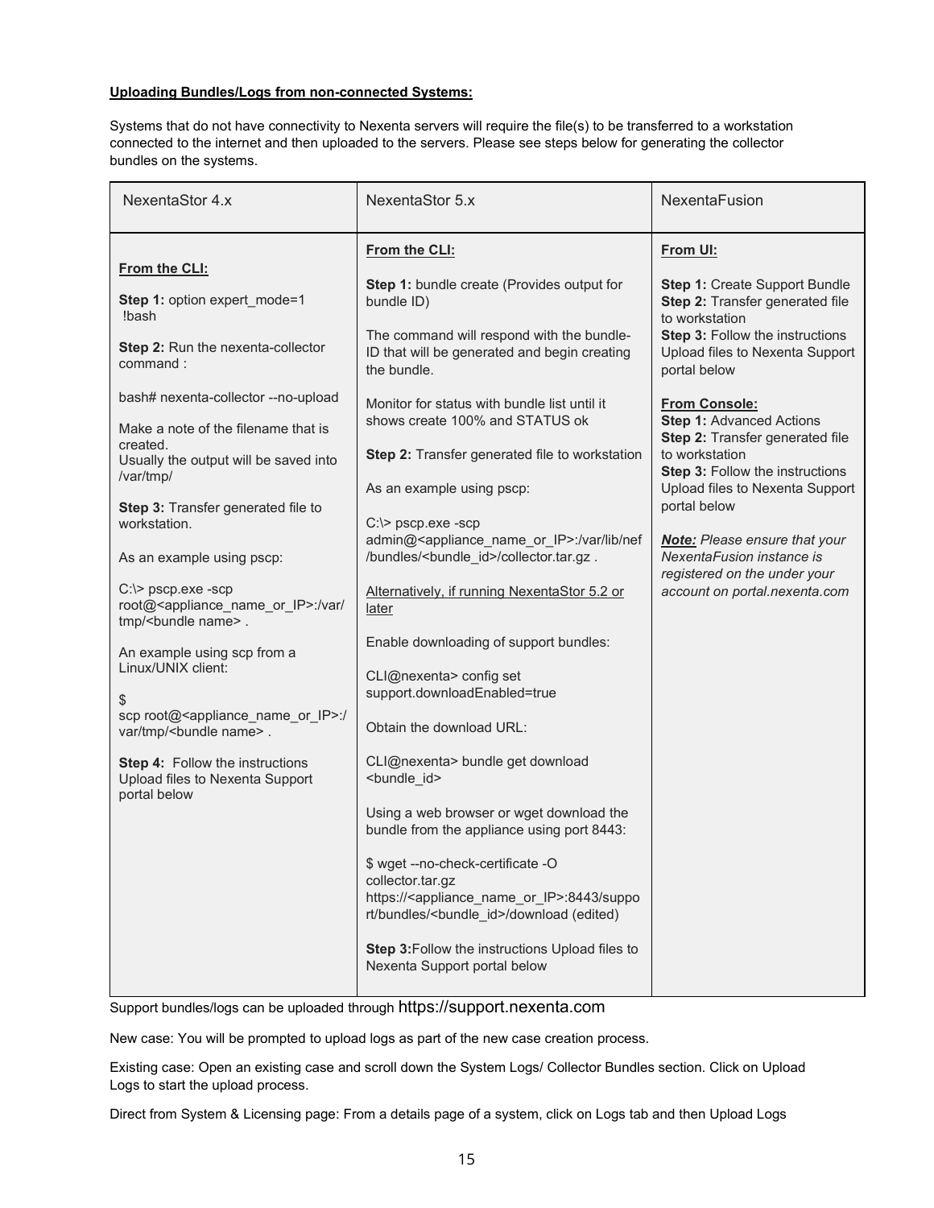**Uploading Bundles/Logs from non-connected Systems:**

Systems that do not have connectivity to Nexenta servers will require the file(s) to be transferred to a workstation connected to the internet and then uploaded to the servers. Please see steps below for generating the collector bundles on the systems.

| NexentaStor 4.x | NexentaStor 5.x | NexentaFusion |
| --- | --- | --- |
| **From the CLI:**<br><br>**Step 1:** option expert_mode=1<br>!bash<br><br>**Step 2:** Run the nexenta-collector command :<br><br>bash# nexenta-collector --no-upload<br><br>Make a note of the filename that is created.<br>Usually the output will be saved into /var/tmp/<br><br>**Step 3:** Transfer generated file to workstation.<br><br>As an example using pscp:<br><br>C:\> pscp.exe -scp root@<appliance_name_or_IP>:/var/tmp/<bundle name> .<br><br>An example using scp from a Linux/UNIX client:<br><br>$<br>scp root@<appliance_name_or_IP>:/var/tmp/<bundle name> .<br><br>**Step 4:** Follow the instructions Upload files to Nexenta Support portal below | **From the CLI:**<br><br>**Step 1:** bundle create (Provides output for bundle ID)<br><br>The command will respond with the bundle-ID that will be generated and begin creating the bundle.<br><br>Monitor for status with bundle list until it shows create 100% and STATUS ok<br><br>**Step 2:** Transfer generated file to workstation<br><br>As an example using pscp:<br><br>C:\> pscp.exe -scp admin@<appliance_name_or_IP>:/var/lib/nef/bundles/<bundle_id>/collector.tar.gz .<br><br>Alternatively, if running NexentaStor 5.2 or later<br><br>Enable downloading of support bundles:<br><br>CLI@nexenta> config set support.downloadEnabled=true<br><br>Obtain the download URL:<br><br>CLI@nexenta> bundle get download <bundle_id><br><br>Using a web browser or wget download the bundle from the appliance using port 8443:<br><br>$ wget --no-check-certificate -O collector.tar.gz https://<appliance_name_or_IP>:8443/support/bundles/<bundle_id>/download (edited)<br><br>**Step 3:** Follow the instructions Upload files to Nexenta Support portal below | **From UI:**<br><br>**Step 1:** Create Support Bundle<br>**Step 2:** Transfer generated file to workstation<br>**Step 3:** Follow the instructions Upload files to Nexenta Support portal below<br><br>**From Console:**<br>**Step 1:** Advanced Actions<br>**Step 2:** Transfer generated file to workstation<br>**Step 3:** Follow the instructions Upload files to Nexenta Support portal below<br><br>***Note:*** *Please ensure that your NexentaFusion instance is registered on the under your account on portal.nexenta.com* |

Support bundles/logs can be uploaded through https://support.nexenta.com

New case: You will be prompted to upload logs as part of the new case creation process.

Existing case: Open an existing case and scroll down the System Logs/ Collector Bundles section. Click on Upload Logs to start the upload process.

Direct from System & Licensing page: From a details page of a system, click on Logs tab and then Upload Logs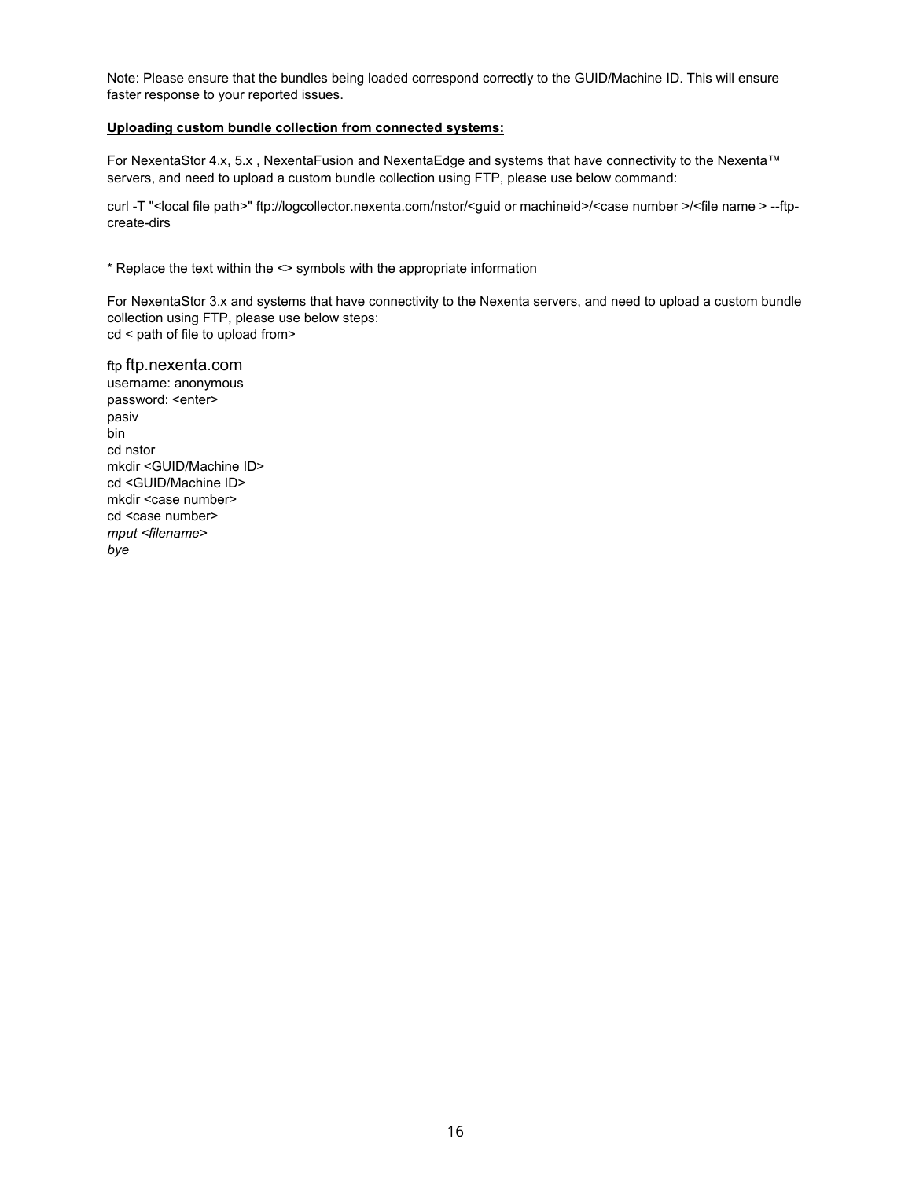Note: Please ensure that the bundles being loaded correspond correctly to the GUID/Machine ID. This will ensure faster response to your reported issues.

**Uploading custom bundle collection from connected systems:**

For NexentaStor 4.x, 5.x , NexentaFusion and NexentaEdge and systems that have connectivity to the Nexenta™ servers, and need to upload a custom bundle collection using FTP, please use below command:

curl -T "<local file path>" ftp://logcollector.nexenta.com/nstor/<guid or machineid>/<case number >/<file name > --ftp-create-dirs

* Replace the text within the <> symbols with the appropriate information

For NexentaStor 3.x and systems that have connectivity to the Nexenta servers, and need to upload a custom bundle collection using FTP, please use below steps:
cd < path of file to upload from>

ftp ftp.nexenta.com
username: anonymous
password: <enter>
pasiv
bin
cd nstor
mkdir <GUID/Machine ID>
cd <GUID/Machine ID>
mkdir <case number>
cd <case number>
*mput <filename>*
*bye*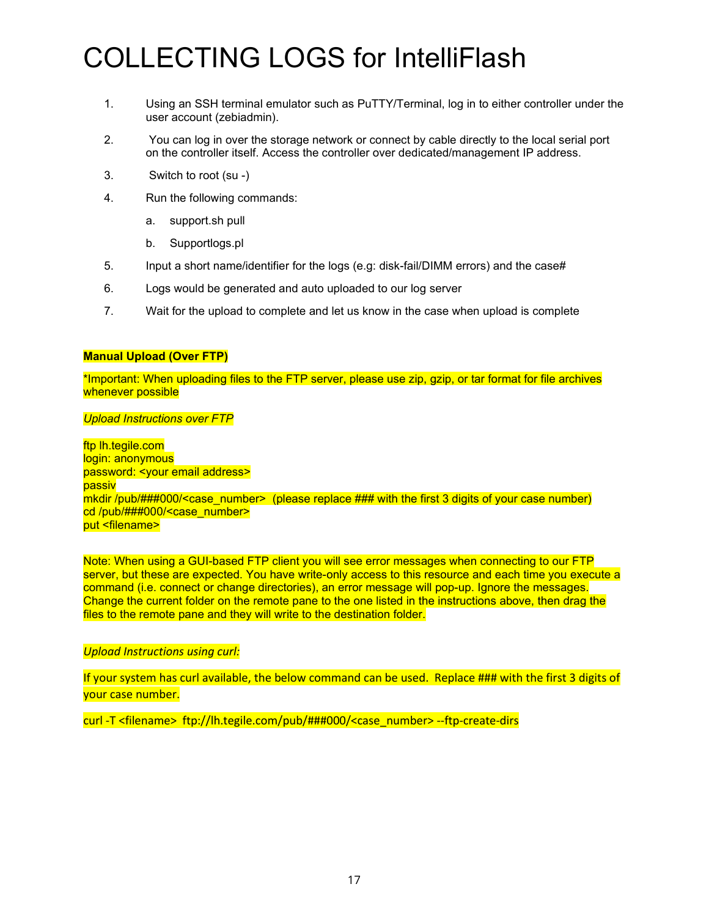# COLLECTING LOGS for IntelliFlash

1. Using an SSH terminal emulator such as PuTTY/Terminal, log in to either controller under the user account (zebiadmin).
2. You can log in over the storage network or connect by cable directly to the local serial port on the controller itself. Access the controller over dedicated/management IP address.
3. Switch to root (su -)
4. Run the following commands:
   a. support.sh pull
   b. Supportlogs.pl
5. Input a short name/identifier for the logs (e.g: disk-fail/DIMM errors) and the case#
6. Logs would be generated and auto uploaded to our log server
7. Wait for the upload to complete and let us know in the case when upload is complete

**Manual Upload (Over FTP)**

*Important: When uploading files to the FTP server, please use zip, gzip, or tar format for file archives whenever possible

*Upload Instructions over FTP*

ftp lh.tegile.com
login: anonymous
password: <your email address>
passiv
mkdir /pub/###000/<case_number>  (please replace ### with the first 3 digits of your case number)
cd /pub/###000/<case_number>
put <filename>

Note: When using a GUI-based FTP client you will see error messages when connecting to our FTP server, but these are expected. You have write-only access to this resource and each time you execute a command (i.e. connect or change directories), an error message will pop-up. Ignore the messages. Change the current folder on the remote pane to the one listed in the instructions above, then drag the files to the remote pane and they will write to the destination folder.

*Upload Instructions using curl:*

If your system has curl available, the below command can be used.  Replace ### with the first 3 digits of your case number.

curl -T <filename>  ftp://lh.tegile.com/pub/###000/<case_number> --ftp-create-dirs